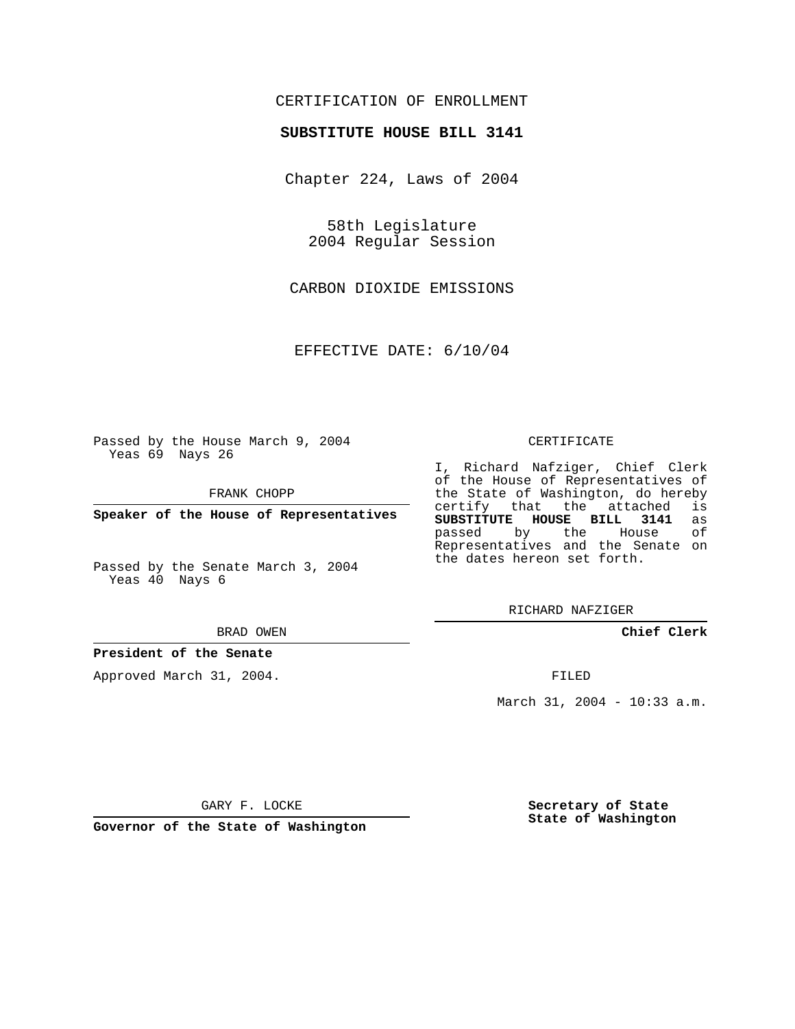CERTIFICATION OF ENROLLMENT

**SUBSTITUTE HOUSE BILL 3141**

Chapter 224, Laws of 2004

58th Legislature
2004 Regular Session

CARBON DIOXIDE EMISSIONS

EFFECTIVE DATE: 6/10/04

Passed by the House March 9, 2004
Yeas 69 Nays 26

FRANK CHOPP

**Speaker of the House of Representatives**

Passed by the Senate March 3, 2004
Yeas 40 Nays 6

BRAD OWEN

**President of the Senate**

Approved March 31, 2004.

GARY F. LOCKE

**Governor of the State of Washington**

CERTIFICATE

I, Richard Nafziger, Chief Clerk of the House of Representatives of the State of Washington, do hereby certify that the attached is **SUBSTITUTE HOUSE BILL 3141** as passed by the House of Representatives and the Senate on the dates hereon set forth.

RICHARD NAFZIGER

**Chief Clerk**

FILED

March 31, 2004 - 10:33 a.m.

**Secretary of State**
**State of Washington**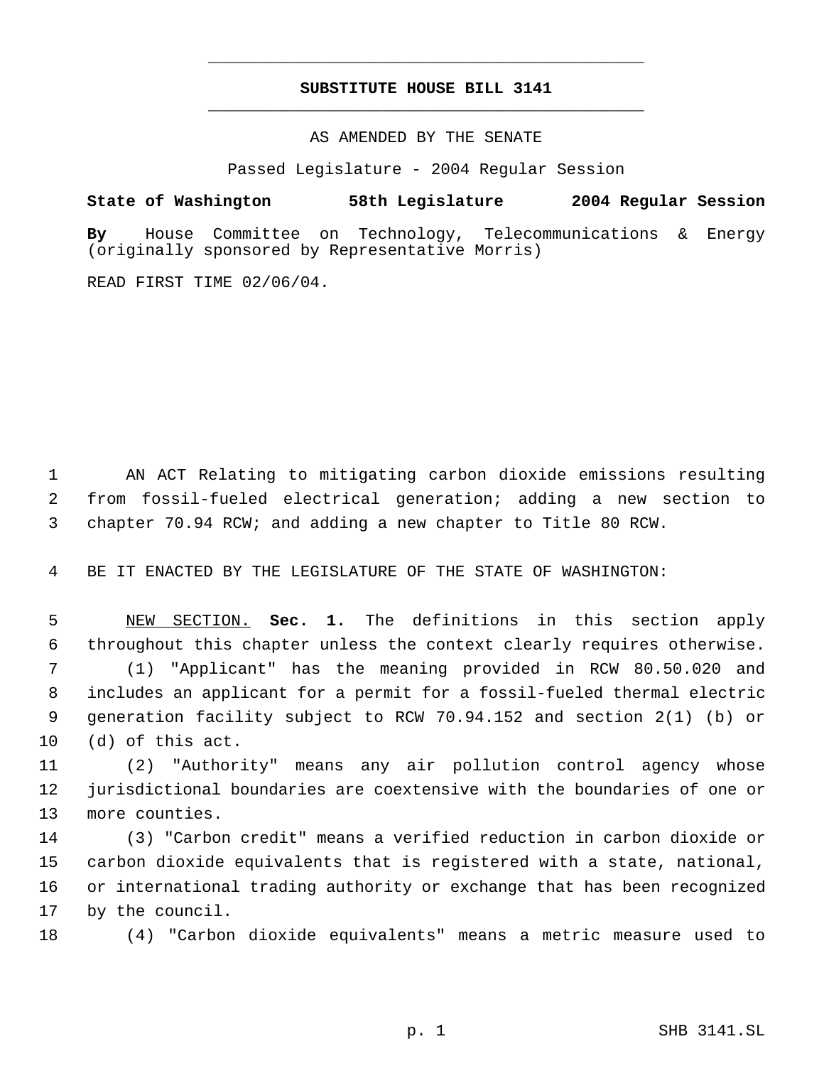# SUBSTITUTE HOUSE BILL 3141

AS AMENDED BY THE SENATE

Passed Legislature - 2004 Regular Session

**State of Washington 58th Legislature 2004 Regular Session**

**By** House Committee on Technology, Telecommunications & Energy (originally sponsored by Representative Morris)

READ FIRST TIME 02/06/04.

AN ACT Relating to mitigating carbon dioxide emissions resulting from fossil-fueled electrical generation; adding a new section to chapter 70.94 RCW; and adding a new chapter to Title 80 RCW.

BE IT ENACTED BY THE LEGISLATURE OF THE STATE OF WASHINGTON:

NEW SECTION. **Sec. 1.** The definitions in this section apply throughout this chapter unless the context clearly requires otherwise.

(1) "Applicant" has the meaning provided in RCW 80.50.020 and includes an applicant for a permit for a fossil-fueled thermal electric generation facility subject to RCW 70.94.152 and section 2(1) (b) or (d) of this act.

(2) "Authority" means any air pollution control agency whose jurisdictional boundaries are coextensive with the boundaries of one or more counties.

(3) "Carbon credit" means a verified reduction in carbon dioxide or carbon dioxide equivalents that is registered with a state, national, or international trading authority or exchange that has been recognized by the council.

(4) "Carbon dioxide equivalents" means a metric measure used to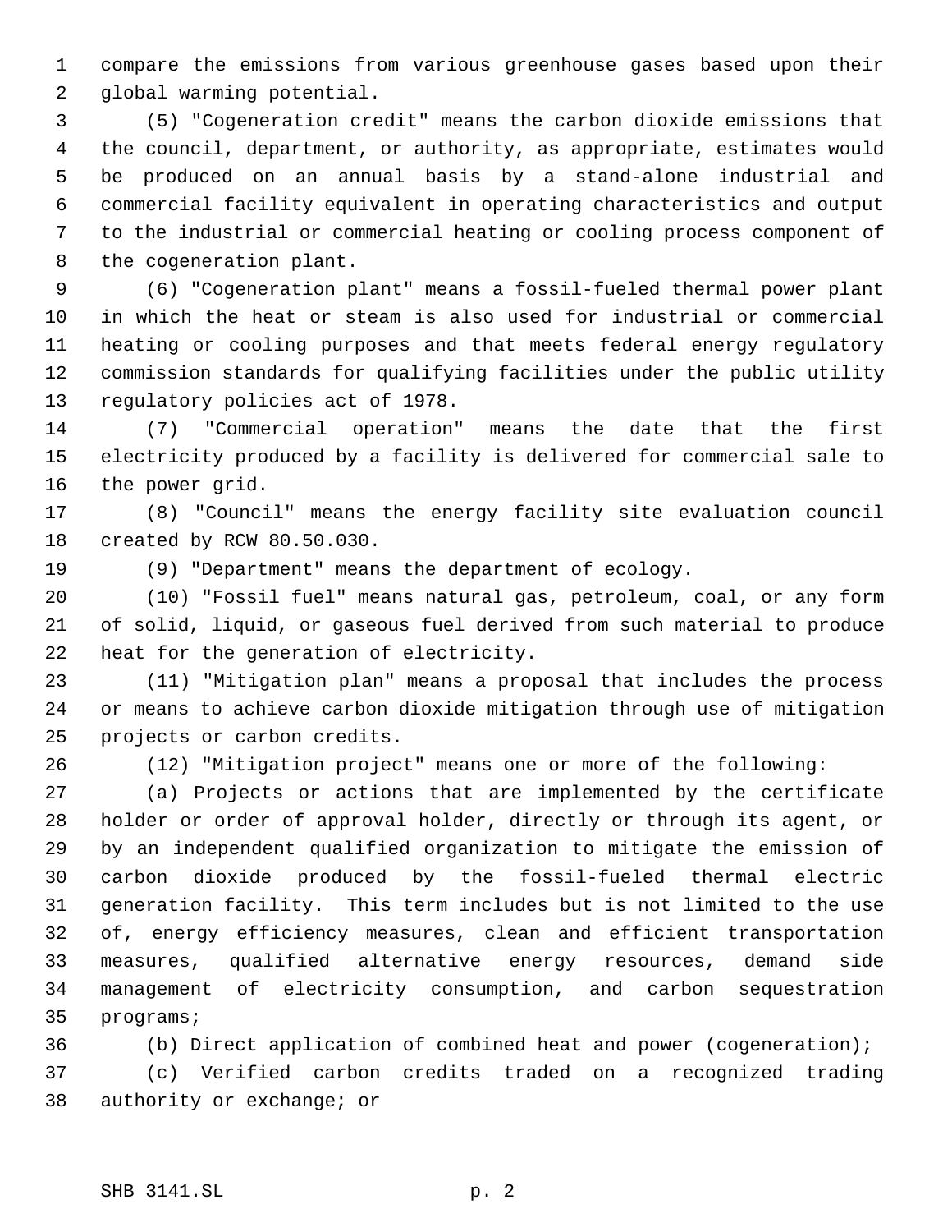compare the emissions from various greenhouse gases based upon their global warming potential.

(5) "Cogeneration credit" means the carbon dioxide emissions that the council, department, or authority, as appropriate, estimates would be produced on an annual basis by a stand-alone industrial and commercial facility equivalent in operating characteristics and output to the industrial or commercial heating or cooling process component of the cogeneration plant.

(6) "Cogeneration plant" means a fossil-fueled thermal power plant in which the heat or steam is also used for industrial or commercial heating or cooling purposes and that meets federal energy regulatory commission standards for qualifying facilities under the public utility regulatory policies act of 1978.

(7) "Commercial operation" means the date that the first electricity produced by a facility is delivered for commercial sale to the power grid.

(8) "Council" means the energy facility site evaluation council created by RCW 80.50.030.

(9) "Department" means the department of ecology.

(10) "Fossil fuel" means natural gas, petroleum, coal, or any form of solid, liquid, or gaseous fuel derived from such material to produce heat for the generation of electricity.

(11) "Mitigation plan" means a proposal that includes the process or means to achieve carbon dioxide mitigation through use of mitigation projects or carbon credits.

(12) "Mitigation project" means one or more of the following:

(a) Projects or actions that are implemented by the certificate holder or order of approval holder, directly or through its agent, or by an independent qualified organization to mitigate the emission of carbon dioxide produced by the fossil-fueled thermal electric generation facility. This term includes but is not limited to the use of, energy efficiency measures, clean and efficient transportation measures, qualified alternative energy resources, demand side management of electricity consumption, and carbon sequestration programs;

(b) Direct application of combined heat and power (cogeneration);

(c) Verified carbon credits traded on a recognized trading authority or exchange; or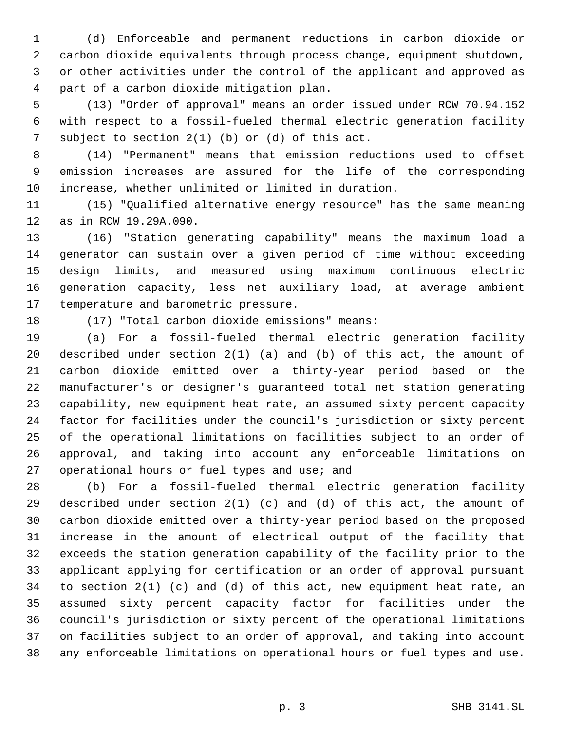(d) Enforceable and permanent reductions in carbon dioxide or carbon dioxide equivalents through process change, equipment shutdown, or other activities under the control of the applicant and approved as part of a carbon dioxide mitigation plan.

(13) "Order of approval" means an order issued under RCW 70.94.152 with respect to a fossil-fueled thermal electric generation facility subject to section 2(1) (b) or (d) of this act.

(14) "Permanent" means that emission reductions used to offset emission increases are assured for the life of the corresponding increase, whether unlimited or limited in duration.

(15) "Qualified alternative energy resource" has the same meaning as in RCW 19.29A.090.

(16) "Station generating capability" means the maximum load a generator can sustain over a given period of time without exceeding design limits, and measured using maximum continuous electric generation capacity, less net auxiliary load, at average ambient temperature and barometric pressure.

(17) "Total carbon dioxide emissions" means:

(a) For a fossil-fueled thermal electric generation facility described under section 2(1) (a) and (b) of this act, the amount of carbon dioxide emitted over a thirty-year period based on the manufacturer's or designer's guaranteed total net station generating capability, new equipment heat rate, an assumed sixty percent capacity factor for facilities under the council's jurisdiction or sixty percent of the operational limitations on facilities subject to an order of approval, and taking into account any enforceable limitations on operational hours or fuel types and use; and

(b) For a fossil-fueled thermal electric generation facility described under section 2(1) (c) and (d) of this act, the amount of carbon dioxide emitted over a thirty-year period based on the proposed increase in the amount of electrical output of the facility that exceeds the station generation capability of the facility prior to the applicant applying for certification or an order of approval pursuant to section 2(1) (c) and (d) of this act, new equipment heat rate, an assumed sixty percent capacity factor for facilities under the council's jurisdiction or sixty percent of the operational limitations on facilities subject to an order of approval, and taking into account any enforceable limitations on operational hours or fuel types and use.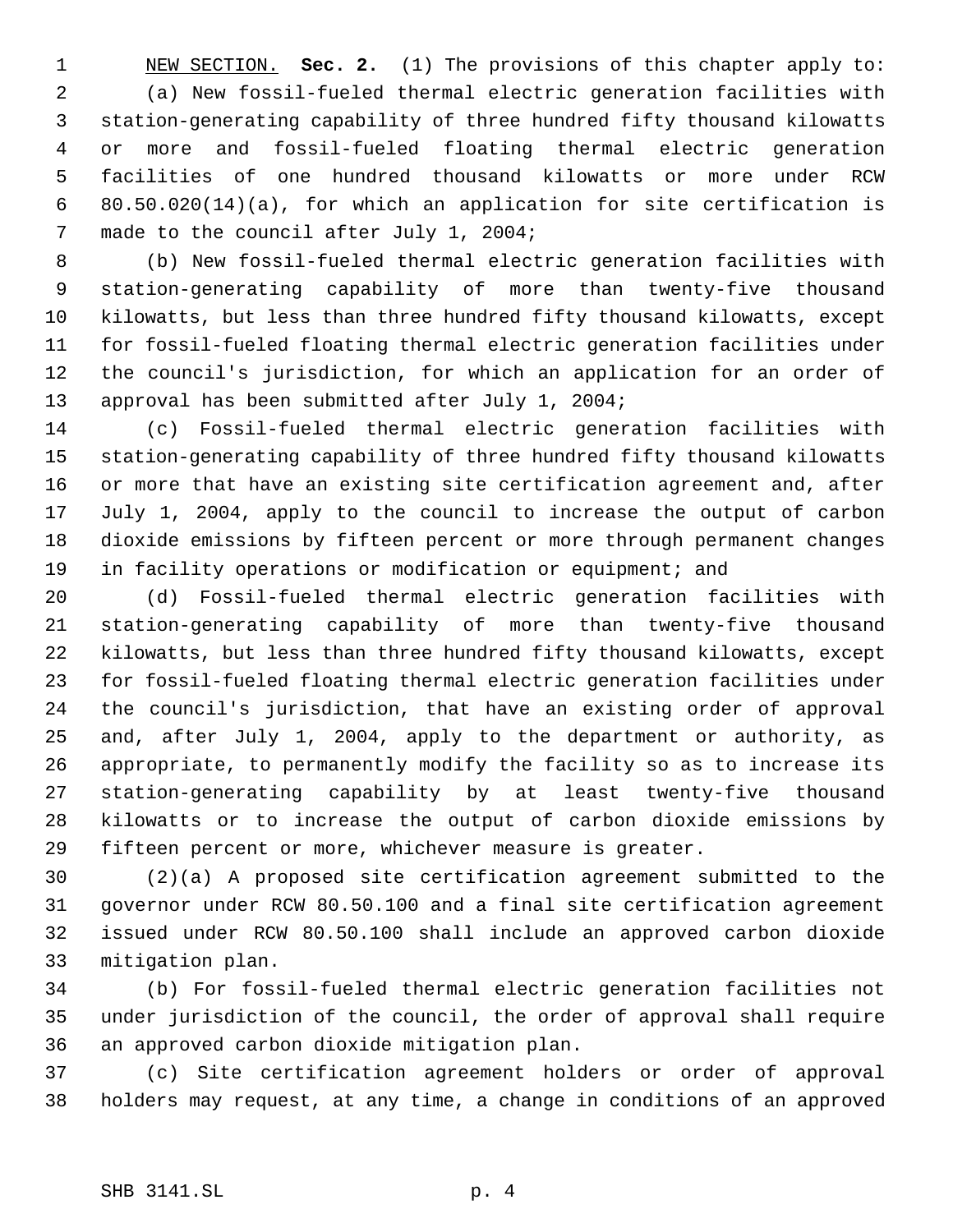<u>NEW SECTION.</u> **Sec. 2.** (1) The provisions of this chapter apply to:

(a) New fossil-fueled thermal electric generation facilities with station-generating capability of three hundred fifty thousand kilowatts or more and fossil-fueled floating thermal electric generation facilities of one hundred thousand kilowatts or more under RCW 80.50.020(14)(a), for which an application for site certification is made to the council after July 1, 2004;

(b) New fossil-fueled thermal electric generation facilities with station-generating capability of more than twenty-five thousand kilowatts, but less than three hundred fifty thousand kilowatts, except for fossil-fueled floating thermal electric generation facilities under the council's jurisdiction, for which an application for an order of approval has been submitted after July 1, 2004;

(c) Fossil-fueled thermal electric generation facilities with station-generating capability of three hundred fifty thousand kilowatts or more that have an existing site certification agreement and, after July 1, 2004, apply to the council to increase the output of carbon dioxide emissions by fifteen percent or more through permanent changes in facility operations or modification or equipment; and

(d) Fossil-fueled thermal electric generation facilities with station-generating capability of more than twenty-five thousand kilowatts, but less than three hundred fifty thousand kilowatts, except for fossil-fueled floating thermal electric generation facilities under the council's jurisdiction, that have an existing order of approval and, after July 1, 2004, apply to the department or authority, as appropriate, to permanently modify the facility so as to increase its station-generating capability by at least twenty-five thousand kilowatts or to increase the output of carbon dioxide emissions by fifteen percent or more, whichever measure is greater.

(2)(a) A proposed site certification agreement submitted to the governor under RCW 80.50.100 and a final site certification agreement issued under RCW 80.50.100 shall include an approved carbon dioxide mitigation plan.

(b) For fossil-fueled thermal electric generation facilities not under jurisdiction of the council, the order of approval shall require an approved carbon dioxide mitigation plan.

(c) Site certification agreement holders or order of approval holders may request, at any time, a change in conditions of an approved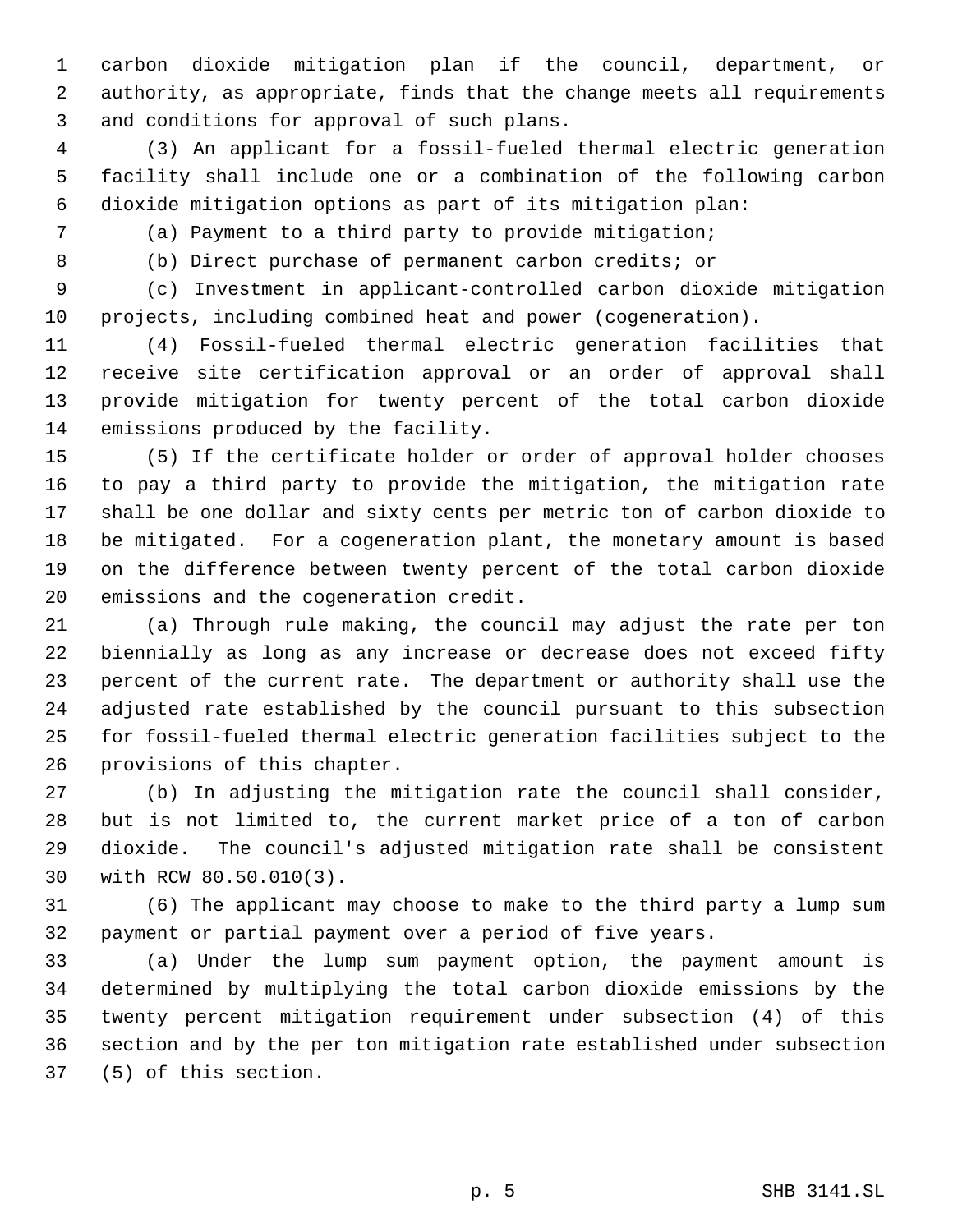carbon dioxide mitigation plan if the council, department, or authority, as appropriate, finds that the change meets all requirements and conditions for approval of such plans.

(3) An applicant for a fossil-fueled thermal electric generation facility shall include one or a combination of the following carbon dioxide mitigation options as part of its mitigation plan:

(a) Payment to a third party to provide mitigation;

(b) Direct purchase of permanent carbon credits; or

(c) Investment in applicant-controlled carbon dioxide mitigation projects, including combined heat and power (cogeneration).

(4) Fossil-fueled thermal electric generation facilities that receive site certification approval or an order of approval shall provide mitigation for twenty percent of the total carbon dioxide emissions produced by the facility.

(5) If the certificate holder or order of approval holder chooses to pay a third party to provide the mitigation, the mitigation rate shall be one dollar and sixty cents per metric ton of carbon dioxide to be mitigated. For a cogeneration plant, the monetary amount is based on the difference between twenty percent of the total carbon dioxide emissions and the cogeneration credit.

(a) Through rule making, the council may adjust the rate per ton biennially as long as any increase or decrease does not exceed fifty percent of the current rate. The department or authority shall use the adjusted rate established by the council pursuant to this subsection for fossil-fueled thermal electric generation facilities subject to the provisions of this chapter.

(b) In adjusting the mitigation rate the council shall consider, but is not limited to, the current market price of a ton of carbon dioxide. The council's adjusted mitigation rate shall be consistent with RCW 80.50.010(3).

(6) The applicant may choose to make to the third party a lump sum payment or partial payment over a period of five years.

(a) Under the lump sum payment option, the payment amount is determined by multiplying the total carbon dioxide emissions by the twenty percent mitigation requirement under subsection (4) of this section and by the per ton mitigation rate established under subsection (5) of this section.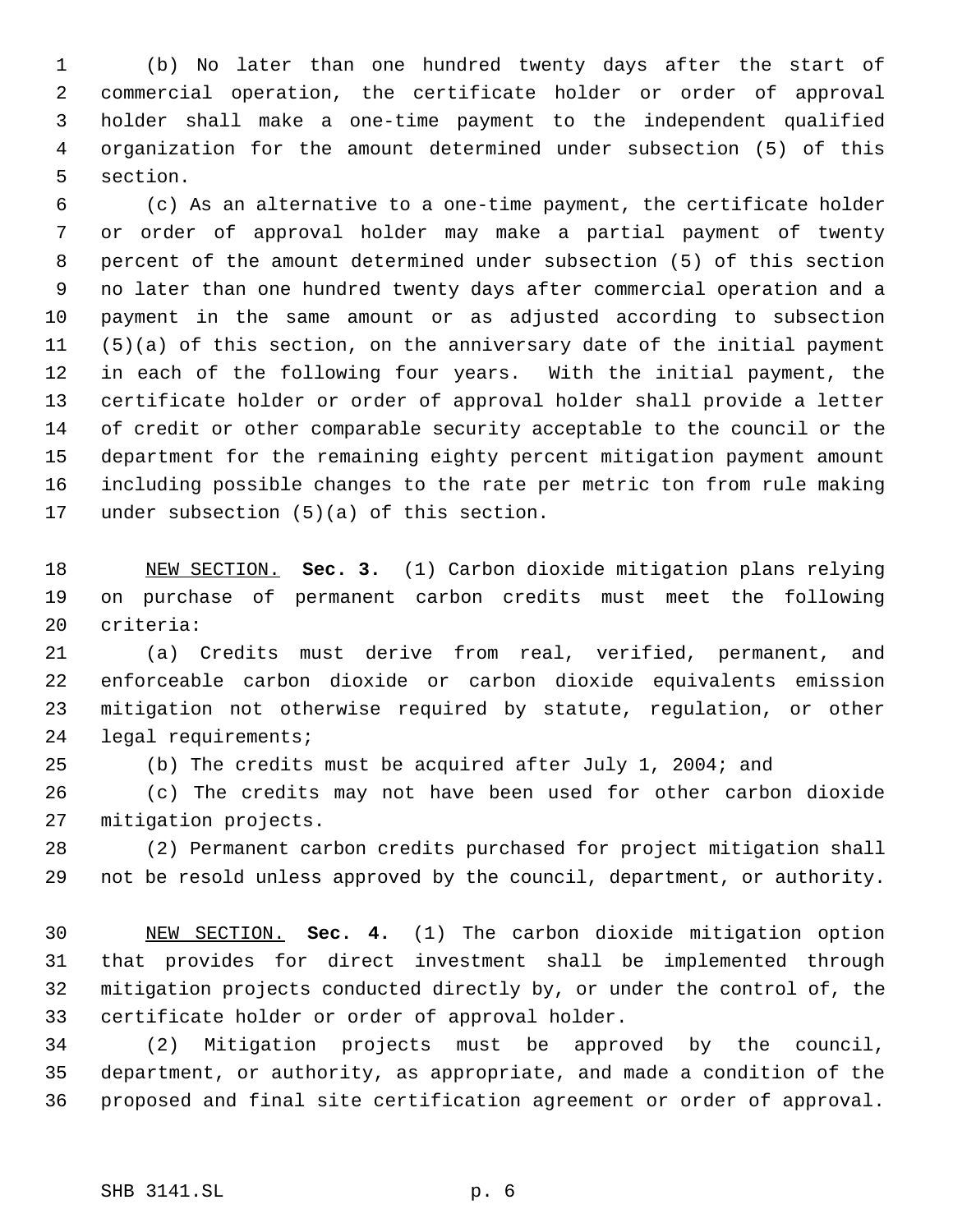(b) No later than one hundred twenty days after the start of commercial operation, the certificate holder or order of approval holder shall make a one-time payment to the independent qualified organization for the amount determined under subsection (5) of this section.

(c) As an alternative to a one-time payment, the certificate holder or order of approval holder may make a partial payment of twenty percent of the amount determined under subsection (5) of this section no later than one hundred twenty days after commercial operation and a payment in the same amount or as adjusted according to subsection (5)(a) of this section, on the anniversary date of the initial payment in each of the following four years. With the initial payment, the certificate holder or order of approval holder shall provide a letter of credit or other comparable security acceptable to the council or the department for the remaining eighty percent mitigation payment amount including possible changes to the rate per metric ton from rule making under subsection (5)(a) of this section.

NEW SECTION. **Sec. 3.** (1) Carbon dioxide mitigation plans relying on purchase of permanent carbon credits must meet the following criteria:

(a) Credits must derive from real, verified, permanent, and enforceable carbon dioxide or carbon dioxide equivalents emission mitigation not otherwise required by statute, regulation, or other legal requirements;

(b) The credits must be acquired after July 1, 2004; and

(c) The credits may not have been used for other carbon dioxide mitigation projects.

(2) Permanent carbon credits purchased for project mitigation shall not be resold unless approved by the council, department, or authority.

NEW SECTION. **Sec. 4.** (1) The carbon dioxide mitigation option that provides for direct investment shall be implemented through mitigation projects conducted directly by, or under the control of, the certificate holder or order of approval holder.

(2) Mitigation projects must be approved by the council, department, or authority, as appropriate, and made a condition of the proposed and final site certification agreement or order of approval.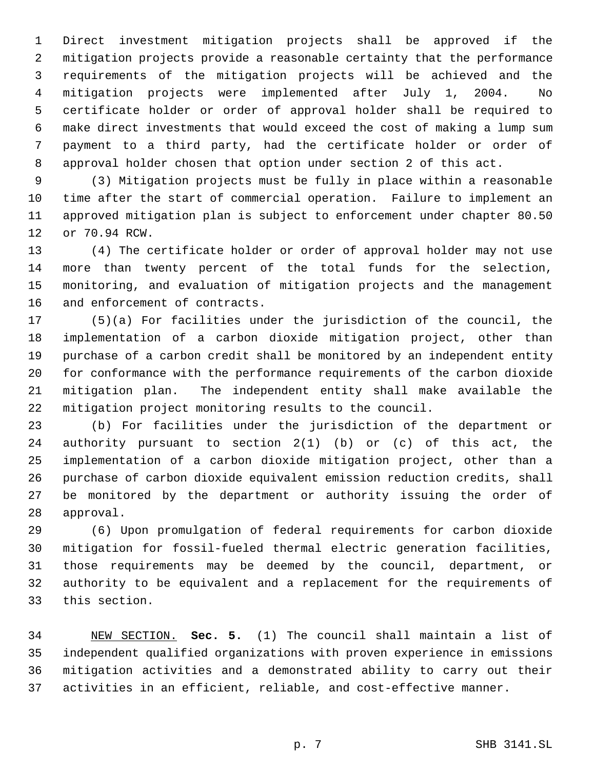Direct investment mitigation projects shall be approved if the mitigation projects provide a reasonable certainty that the performance requirements of the mitigation projects will be achieved and the mitigation projects were implemented after July 1, 2004. No certificate holder or order of approval holder shall be required to make direct investments that would exceed the cost of making a lump sum payment to a third party, had the certificate holder or order of approval holder chosen that option under section 2 of this act.

(3) Mitigation projects must be fully in place within a reasonable time after the start of commercial operation. Failure to implement an approved mitigation plan is subject to enforcement under chapter 80.50 or 70.94 RCW.

(4) The certificate holder or order of approval holder may not use more than twenty percent of the total funds for the selection, monitoring, and evaluation of mitigation projects and the management and enforcement of contracts.

(5)(a) For facilities under the jurisdiction of the council, the implementation of a carbon dioxide mitigation project, other than purchase of a carbon credit shall be monitored by an independent entity for conformance with the performance requirements of the carbon dioxide mitigation plan. The independent entity shall make available the mitigation project monitoring results to the council.

(b) For facilities under the jurisdiction of the department or authority pursuant to section 2(1) (b) or (c) of this act, the implementation of a carbon dioxide mitigation project, other than a purchase of carbon dioxide equivalent emission reduction credits, shall be monitored by the department or authority issuing the order of approval.

(6) Upon promulgation of federal requirements for carbon dioxide mitigation for fossil-fueled thermal electric generation facilities, those requirements may be deemed by the council, department, or authority to be equivalent and a replacement for the requirements of this section.

NEW SECTION. **Sec. 5.** (1) The council shall maintain a list of independent qualified organizations with proven experience in emissions mitigation activities and a demonstrated ability to carry out their activities in an efficient, reliable, and cost-effective manner.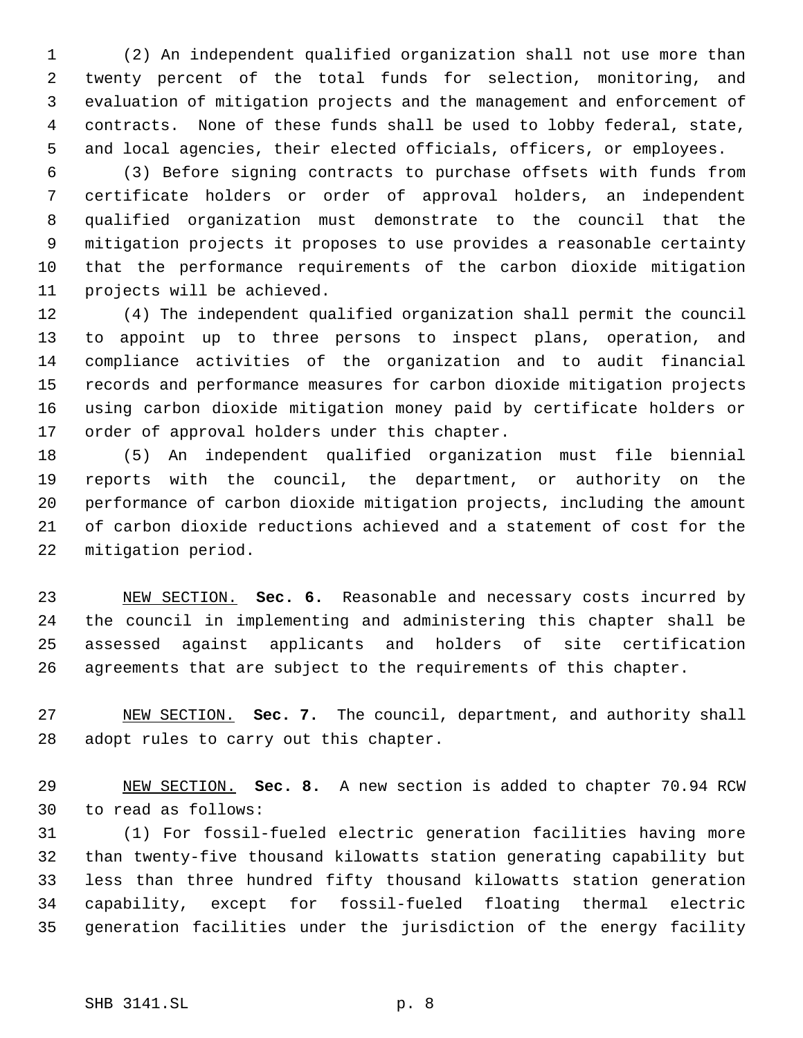(2) An independent qualified organization shall not use more than twenty percent of the total funds for selection, monitoring, and evaluation of mitigation projects and the management and enforcement of contracts. None of these funds shall be used to lobby federal, state, and local agencies, their elected officials, officers, or employees.

(3) Before signing contracts to purchase offsets with funds from certificate holders or order of approval holders, an independent qualified organization must demonstrate to the council that the mitigation projects it proposes to use provides a reasonable certainty that the performance requirements of the carbon dioxide mitigation projects will be achieved.

(4) The independent qualified organization shall permit the council to appoint up to three persons to inspect plans, operation, and compliance activities of the organization and to audit financial records and performance measures for carbon dioxide mitigation projects using carbon dioxide mitigation money paid by certificate holders or order of approval holders under this chapter.

(5) An independent qualified organization must file biennial reports with the council, the department, or authority on the performance of carbon dioxide mitigation projects, including the amount of carbon dioxide reductions achieved and a statement of cost for the mitigation period.

NEW SECTION. **Sec. 6.** Reasonable and necessary costs incurred by the council in implementing and administering this chapter shall be assessed against applicants and holders of site certification agreements that are subject to the requirements of this chapter.

NEW SECTION. **Sec. 7.** The council, department, and authority shall adopt rules to carry out this chapter.

NEW SECTION. **Sec. 8.** A new section is added to chapter 70.94 RCW to read as follows:

(1) For fossil-fueled electric generation facilities having more than twenty-five thousand kilowatts station generating capability but less than three hundred fifty thousand kilowatts station generation capability, except for fossil-fueled floating thermal electric generation facilities under the jurisdiction of the energy facility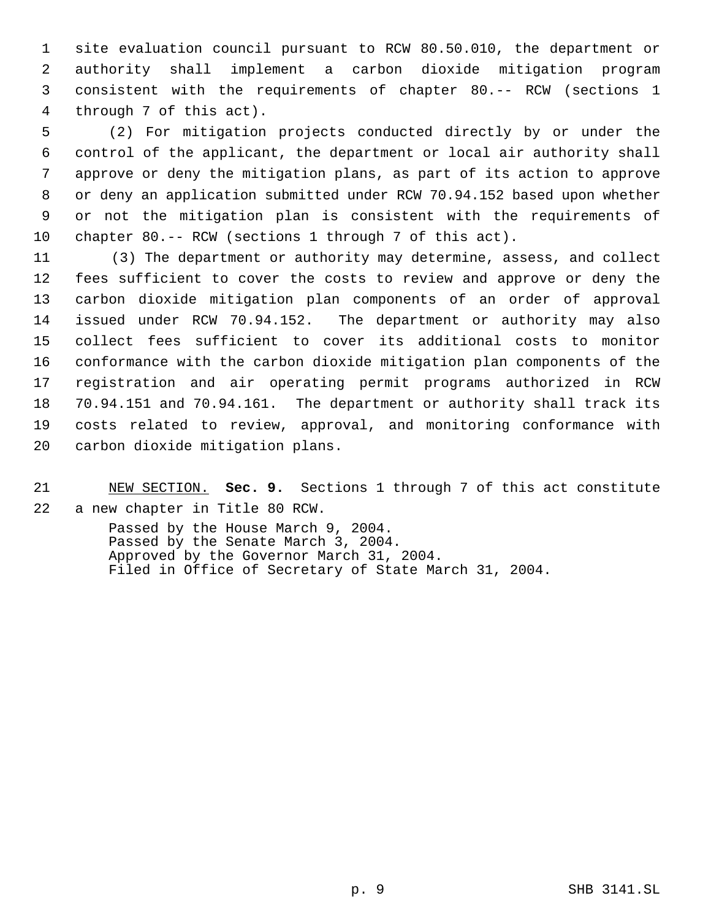site evaluation council pursuant to RCW 80.50.010, the department or authority shall implement a carbon dioxide mitigation program consistent with the requirements of chapter 80.-- RCW (sections 1 through 7 of this act).

(2) For mitigation projects conducted directly by or under the control of the applicant, the department or local air authority shall approve or deny the mitigation plans, as part of its action to approve or deny an application submitted under RCW 70.94.152 based upon whether or not the mitigation plan is consistent with the requirements of chapter 80.-- RCW (sections 1 through 7 of this act).

(3) The department or authority may determine, assess, and collect fees sufficient to cover the costs to review and approve or deny the carbon dioxide mitigation plan components of an order of approval issued under RCW 70.94.152. The department or authority may also collect fees sufficient to cover its additional costs to monitor conformance with the carbon dioxide mitigation plan components of the registration and air operating permit programs authorized in RCW 70.94.151 and 70.94.161. The department or authority shall track its costs related to review, approval, and monitoring conformance with carbon dioxide mitigation plans.

NEW SECTION. **Sec. 9.** Sections 1 through 7 of this act constitute a new chapter in Title 80 RCW.

Passed by the House March 9, 2004.
Passed by the Senate March 3, 2004.
Approved by the Governor March 31, 2004.
Filed in Office of Secretary of State March 31, 2004.